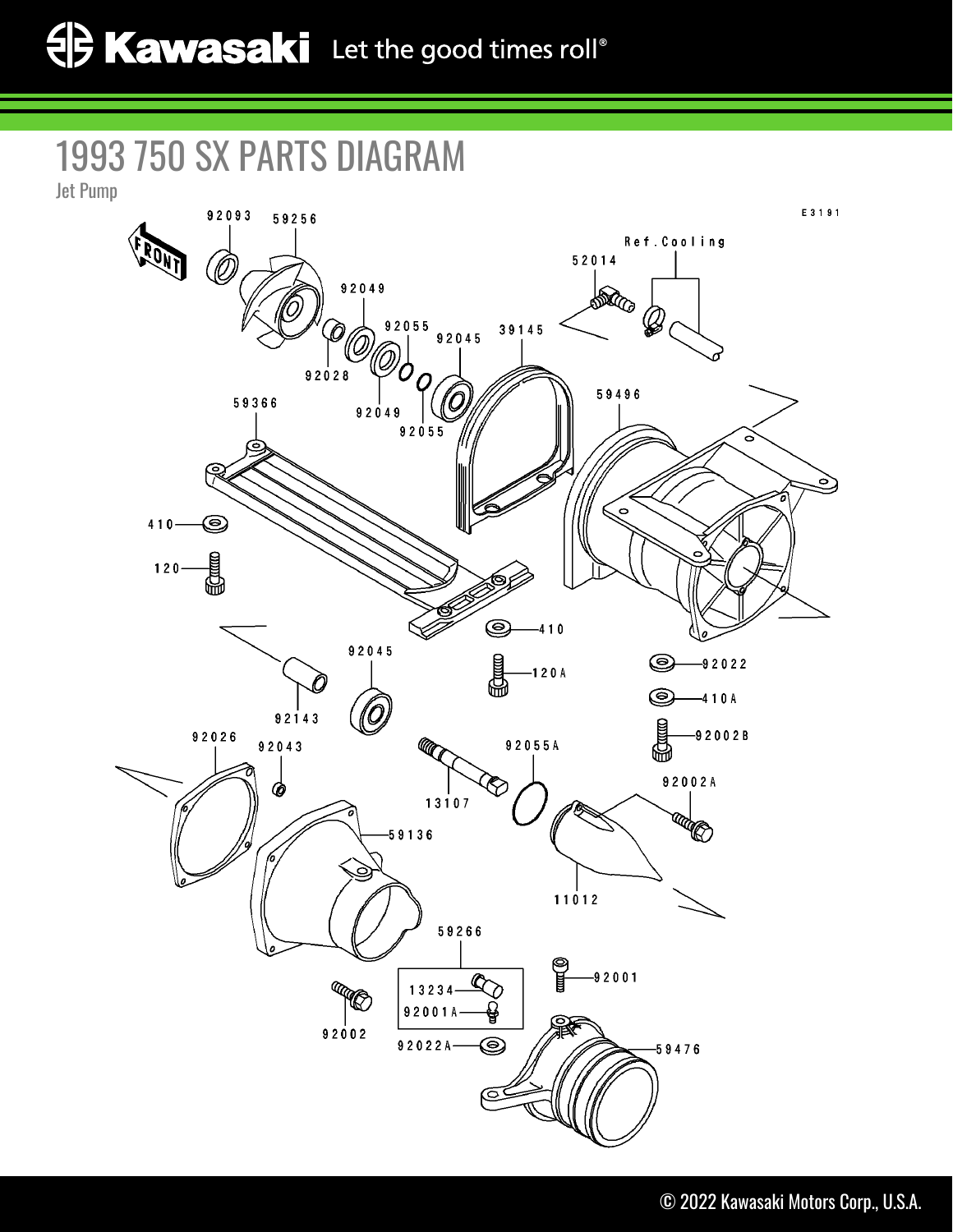# 1993 750 SX PARTS DIAGRAM

Jet Pump

E3191

FRONT

92093
59256
92049
92055
92045
39145
92028
92049
92055
Ref.Cooling
52014
59366
59496
410
120
410
120A
92022
410A
92002B
92045
92143
92026
92043
13107
92055A
92002A
59136
11012
59266
13234
92001A
92001
92002
92022A
59476

© 2022 Kawasaki Motors Corp., U.S.A.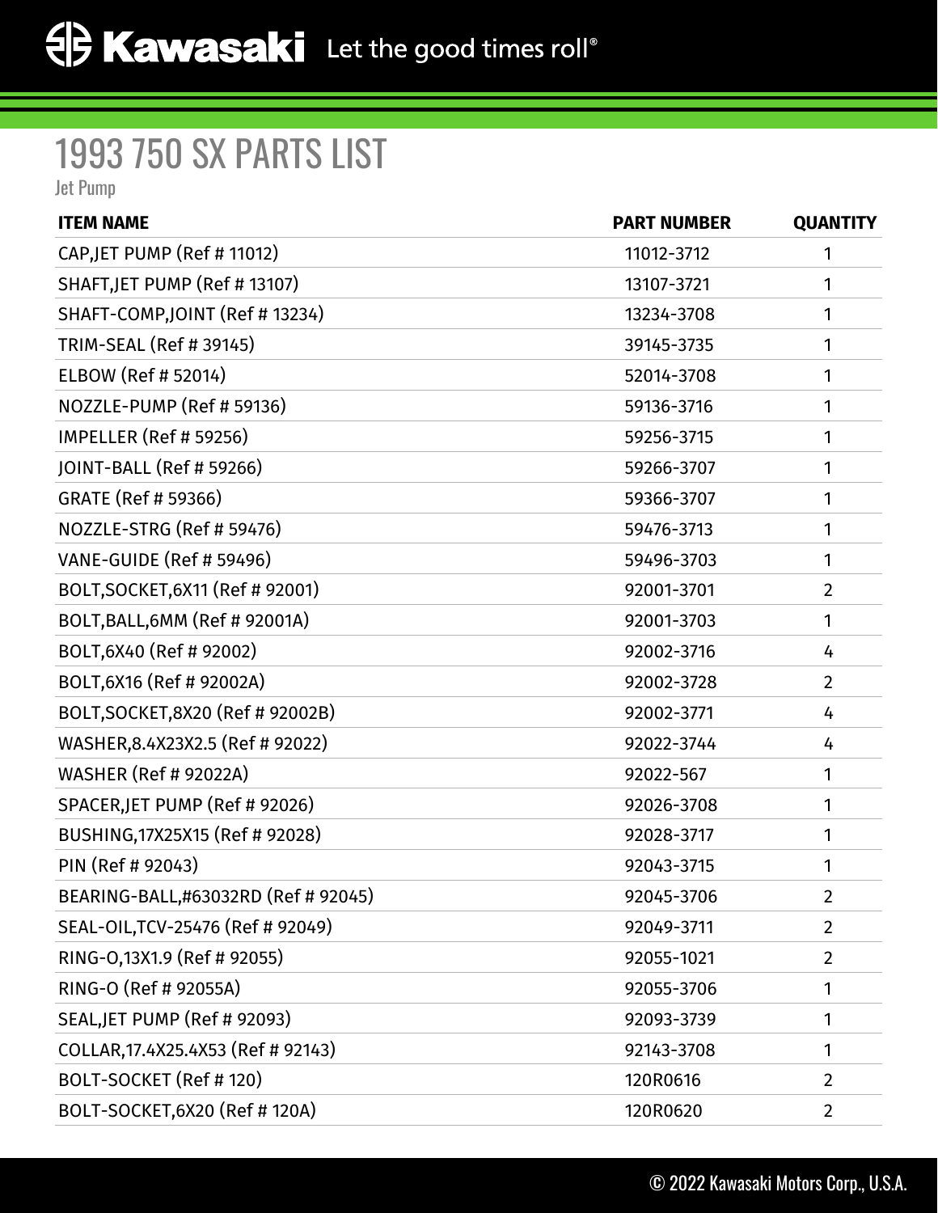# 1993 750 SX PARTS LIST

Jet Pump

| ITEM NAME | PART NUMBER | QUANTITY |
| --- | --- | --- |
| CAP,JET PUMP (Ref # 11012) | 11012-3712 | 1 |
| SHAFT,JET PUMP (Ref # 13107) | 13107-3721 | 1 |
| SHAFT-COMP,JOINT (Ref # 13234) | 13234-3708 | 1 |
| TRIM-SEAL (Ref # 39145) | 39145-3735 | 1 |
| ELBOW (Ref # 52014) | 52014-3708 | 1 |
| NOZZLE-PUMP (Ref # 59136) | 59136-3716 | 1 |
| IMPELLER (Ref # 59256) | 59256-3715 | 1 |
| JOINT-BALL (Ref # 59266) | 59266-3707 | 1 |
| GRATE (Ref # 59366) | 59366-3707 | 1 |
| NOZZLE-STRG (Ref # 59476) | 59476-3713 | 1 |
| VANE-GUIDE (Ref # 59496) | 59496-3703 | 1 |
| BOLT,SOCKET,6X11 (Ref # 92001) | 92001-3701 | 2 |
| BOLT,BALL,6MM (Ref # 92001A) | 92001-3703 | 1 |
| BOLT,6X40 (Ref # 92002) | 92002-3716 | 4 |
| BOLT,6X16 (Ref # 92002A) | 92002-3728 | 2 |
| BOLT,SOCKET,8X20 (Ref # 92002B) | 92002-3771 | 4 |
| WASHER,8.4X23X2.5 (Ref # 92022) | 92022-3744 | 4 |
| WASHER (Ref # 92022A) | 92022-567 | 1 |
| SPACER,JET PUMP (Ref # 92026) | 92026-3708 | 1 |
| BUSHING,17X25X15 (Ref # 92028) | 92028-3717 | 1 |
| PIN (Ref # 92043) | 92043-3715 | 1 |
| BEARING-BALL,#63032RD (Ref # 92045) | 92045-3706 | 2 |
| SEAL-OIL,TCV-25476 (Ref # 92049) | 92049-3711 | 2 |
| RING-O,13X1.9 (Ref # 92055) | 92055-1021 | 2 |
| RING-O (Ref # 92055A) | 92055-3706 | 1 |
| SEAL,JET PUMP (Ref # 92093) | 92093-3739 | 1 |
| COLLAR,17.4X25.4X53 (Ref # 92143) | 92143-3708 | 1 |
| BOLT-SOCKET (Ref # 120) | 120R0616 | 2 |
| BOLT-SOCKET,6X20 (Ref # 120A) | 120R0620 | 2 |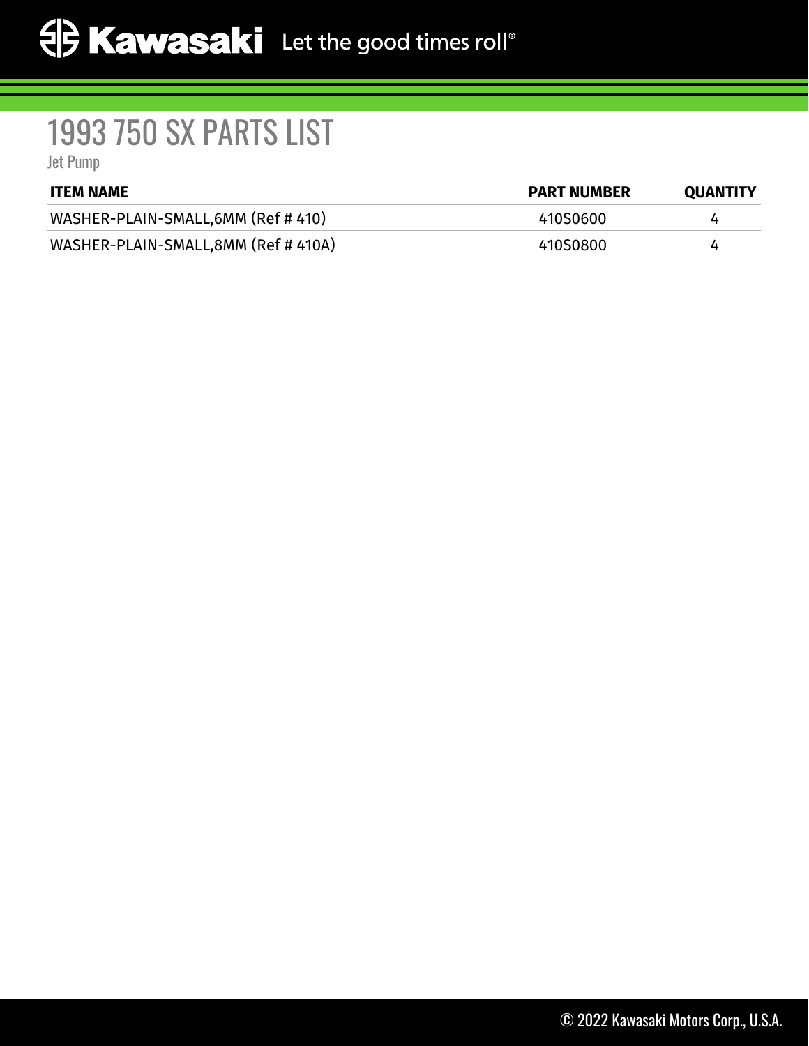# 1993 750 SX PARTS LIST

Jet Pump

| ITEM NAME | PART NUMBER | QUANTITY |
|---|---|---|
| WASHER-PLAIN-SMALL,6MM (Ref # 410) | 410S0600 | 4 |
| WASHER-PLAIN-SMALL,8MM (Ref # 410A) | 410S0800 | 4 |